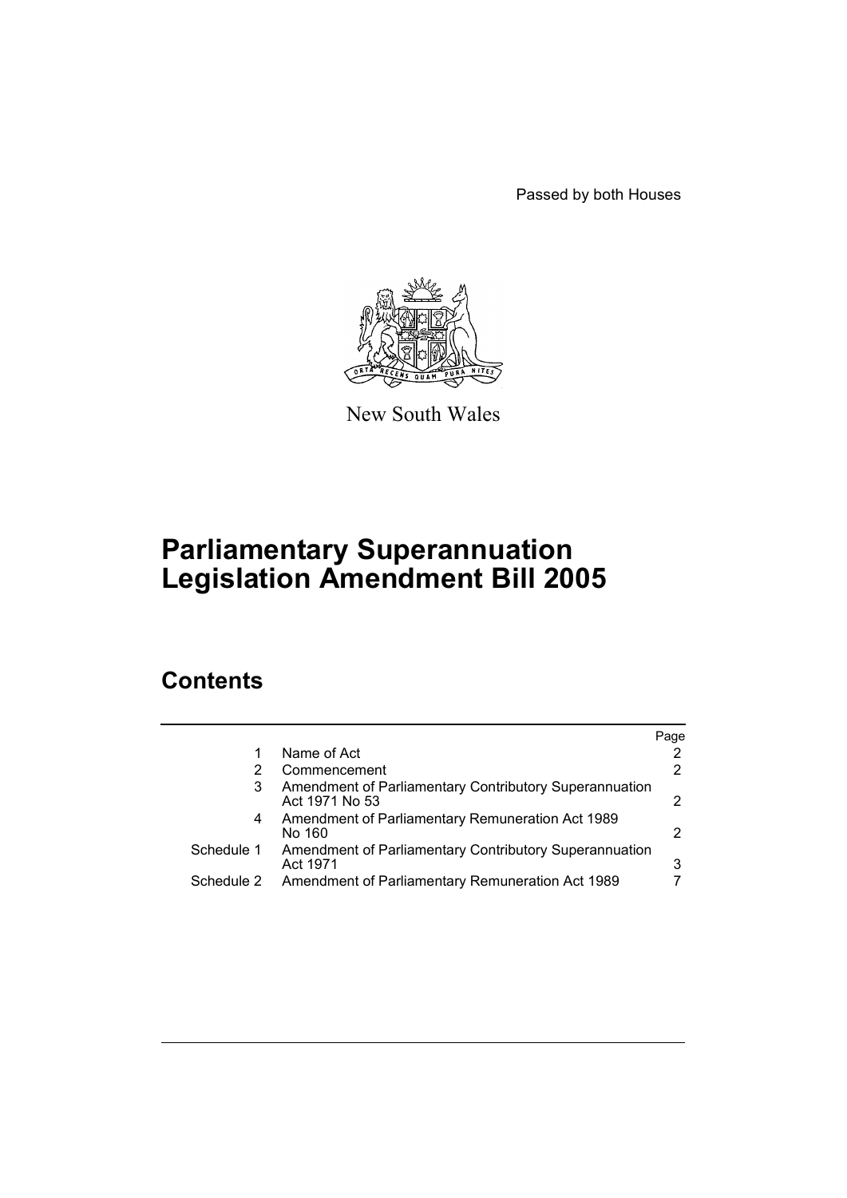Passed by both Houses

New South Wales

# Parliamentary Superannuation Legislation Amendment Bill 2005

## Contents

| | | Page |
|---|---|---|
| 1 | Name of Act | 2 |
| 2 | Commencement | 2 |
| 3 | Amendment of Parliamentary Contributory Superannuation Act 1971 No 53 | 2 |
| 4 | Amendment of Parliamentary Remuneration Act 1989 No 160 | 2 |
| Schedule 1 | Amendment of Parliamentary Contributory Superannuation Act 1971 | 3 |
| Schedule 2 | Amendment of Parliamentary Remuneration Act 1989 | 7 |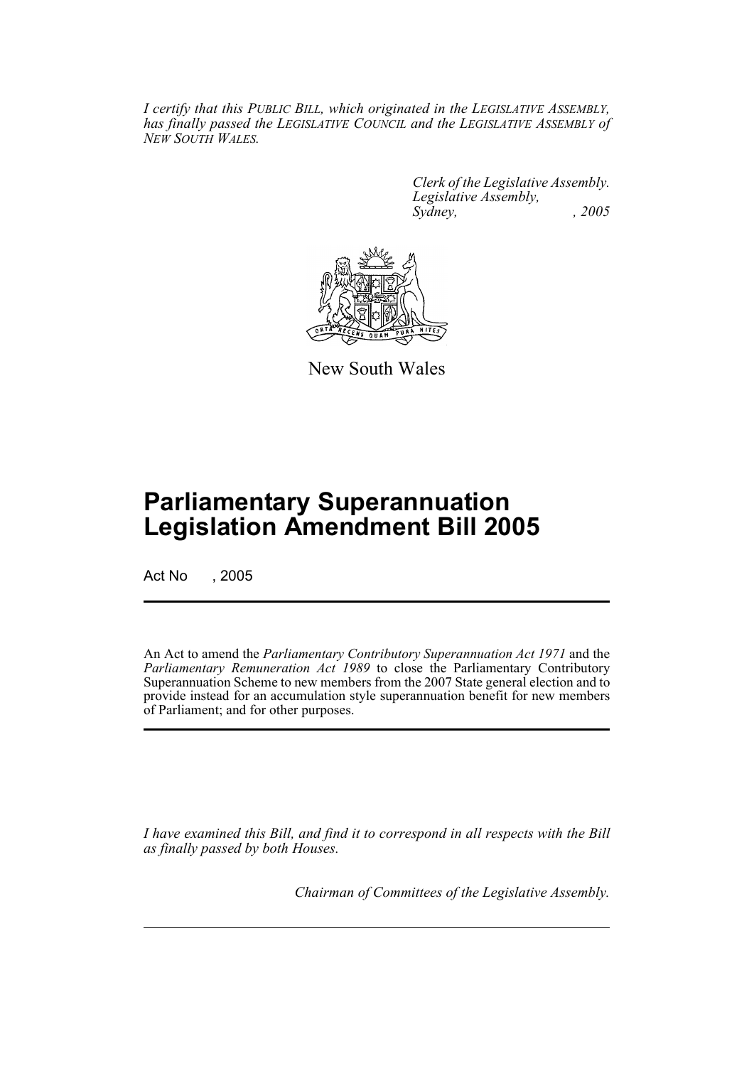*I certify that this PUBLIC BILL, which originated in the LEGISLATIVE ASSEMBLY, has finally passed the LEGISLATIVE COUNCIL and the LEGISLATIVE ASSEMBLY of NEW SOUTH WALES.*

*Clerk of the Legislative Assembly.*
*Legislative Assembly,*
*Sydney, , 2005*

New South Wales

# Parliamentary Superannuation Legislation Amendment Bill 2005

Act No , 2005

An Act to amend the *Parliamentary Contributory Superannuation Act 1971* and the *Parliamentary Remuneration Act 1989* to close the Parliamentary Contributory Superannuation Scheme to new members from the 2007 State general election and to provide instead for an accumulation style superannuation benefit for new members of Parliament; and for other purposes.

*I have examined this Bill, and find it to correspond in all respects with the Bill as finally passed by both Houses.*

*Chairman of Committees of the Legislative Assembly.*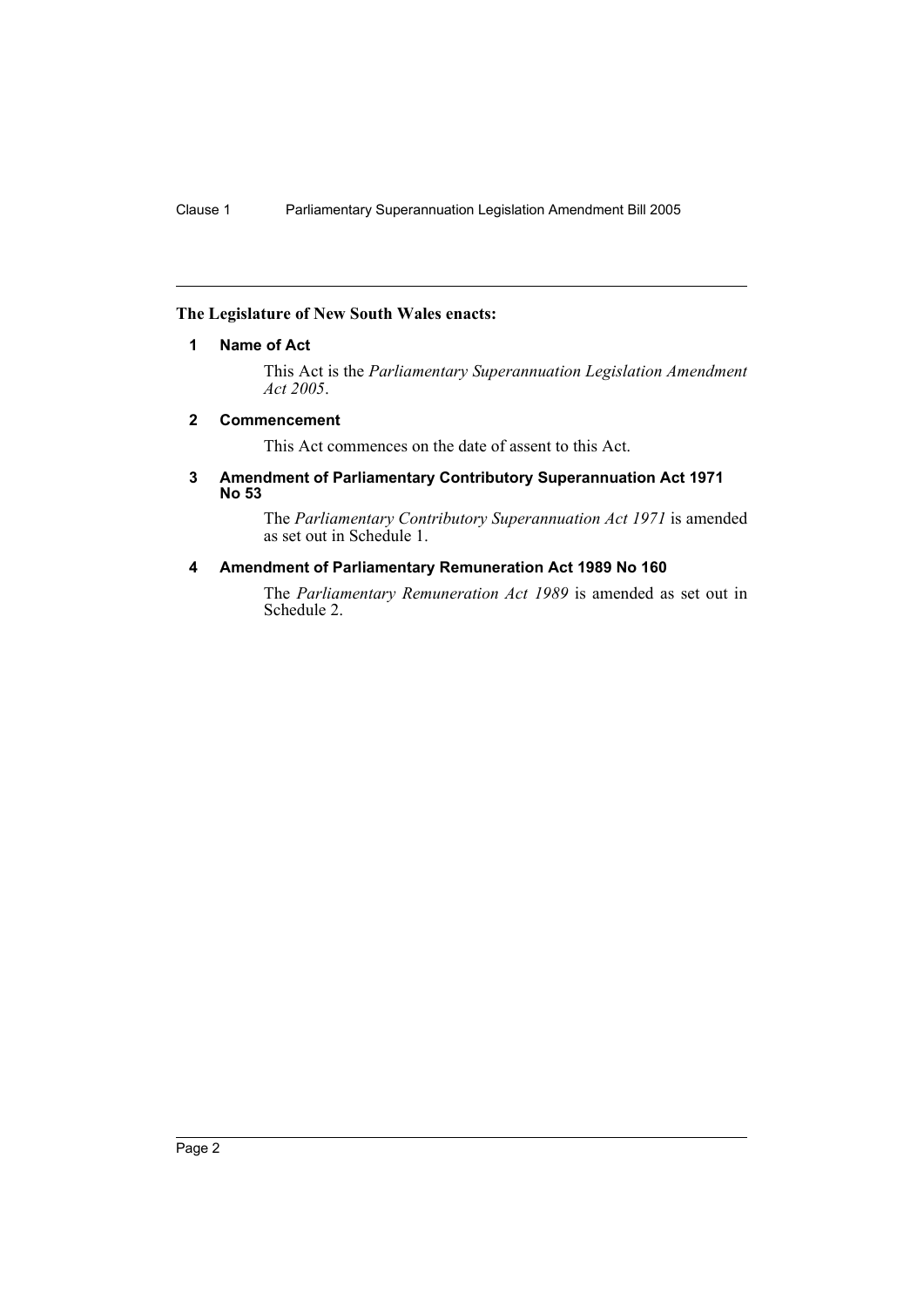**The Legislature of New South Wales enacts:**

## 1 Name of Act

This Act is the *Parliamentary Superannuation Legislation Amendment Act 2005*.

## 2 Commencement

This Act commences on the date of assent to this Act.

## 3 Amendment of Parliamentary Contributory Superannuation Act 1971 No 53

The *Parliamentary Contributory Superannuation Act 1971* is amended as set out in Schedule 1.

## 4 Amendment of Parliamentary Remuneration Act 1989 No 160

The *Parliamentary Remuneration Act 1989* is amended as set out in Schedule 2.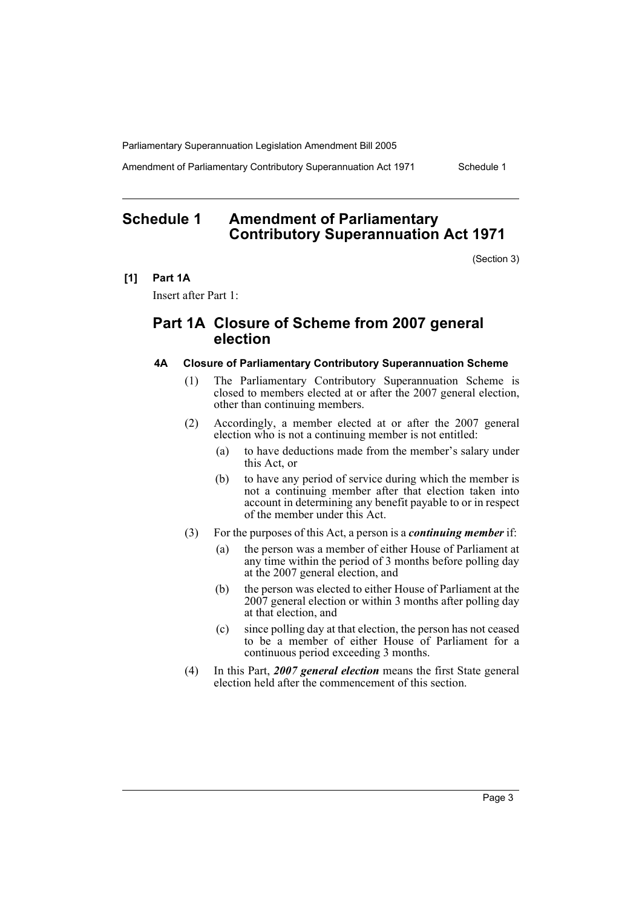## Schedule 1 Amendment of Parliamentary Contributory Superannuation Act 1971

(Section 3)

**[1] Part 1A**

Insert after Part 1:

## Part 1A Closure of Scheme from 2007 general election

### 4A Closure of Parliamentary Contributory Superannuation Scheme

(1) The Parliamentary Contributory Superannuation Scheme is closed to members elected at or after the 2007 general election, other than continuing members.

(2) Accordingly, a member elected at or after the 2007 general election who is not a continuing member is not entitled:

- (a) to have deductions made from the member's salary under this Act, or
- (b) to have any period of service during which the member is not a continuing member after that election taken into account in determining any benefit payable to or in respect of the member under this Act.

(3) For the purposes of this Act, a person is a ***continuing member*** if:

- (a) the person was a member of either House of Parliament at any time within the period of 3 months before polling day at the 2007 general election, and
- (b) the person was elected to either House of Parliament at the 2007 general election or within 3 months after polling day at that election, and
- (c) since polling day at that election, the person has not ceased to be a member of either House of Parliament for a continuous period exceeding 3 months.

(4) In this Part, ***2007 general election*** means the first State general election held after the commencement of this section.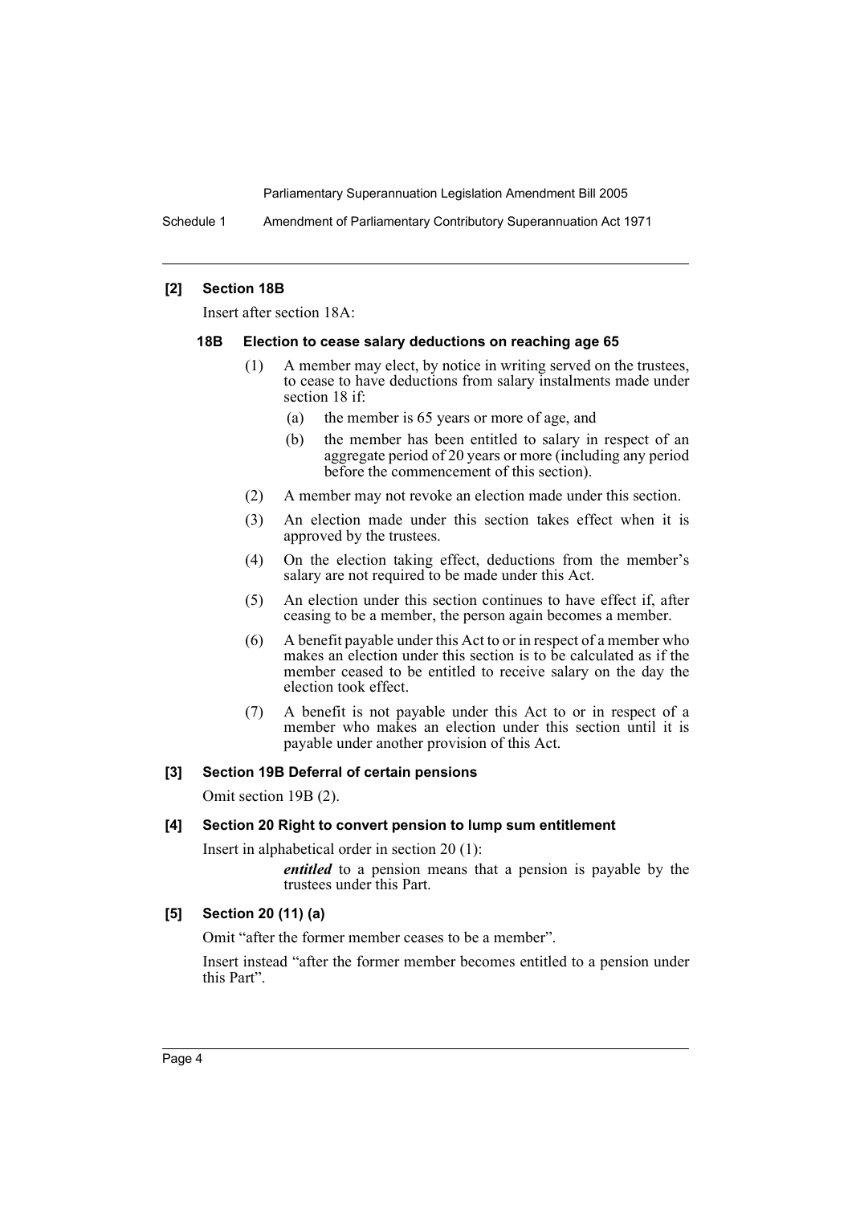**[2] Section 18B**

Insert after section 18A:

**18B Election to cease salary deductions on reaching age 65**

(1) A member may elect, by notice in writing served on the trustees, to cease to have deductions from salary instalments made under section 18 if:

(a) the member is 65 years or more of age, and

(b) the member has been entitled to salary in respect of an aggregate period of 20 years or more (including any period before the commencement of this section).

(2) A member may not revoke an election made under this section.

(3) An election made under this section takes effect when it is approved by the trustees.

(4) On the election taking effect, deductions from the member's salary are not required to be made under this Act.

(5) An election under this section continues to have effect if, after ceasing to be a member, the person again becomes a member.

(6) A benefit payable under this Act to or in respect of a member who makes an election under this section is to be calculated as if the member ceased to be entitled to receive salary on the day the election took effect.

(7) A benefit is not payable under this Act to or in respect of a member who makes an election under this section until it is payable under another provision of this Act.

**[3] Section 19B Deferral of certain pensions**

Omit section 19B (2).

**[4] Section 20 Right to convert pension to lump sum entitlement**

Insert in alphabetical order in section 20 (1):

***entitled*** to a pension means that a pension is payable by the trustees under this Part.

**[5] Section 20 (11) (a)**

Omit "after the former member ceases to be a member".

Insert instead "after the former member becomes entitled to a pension under this Part".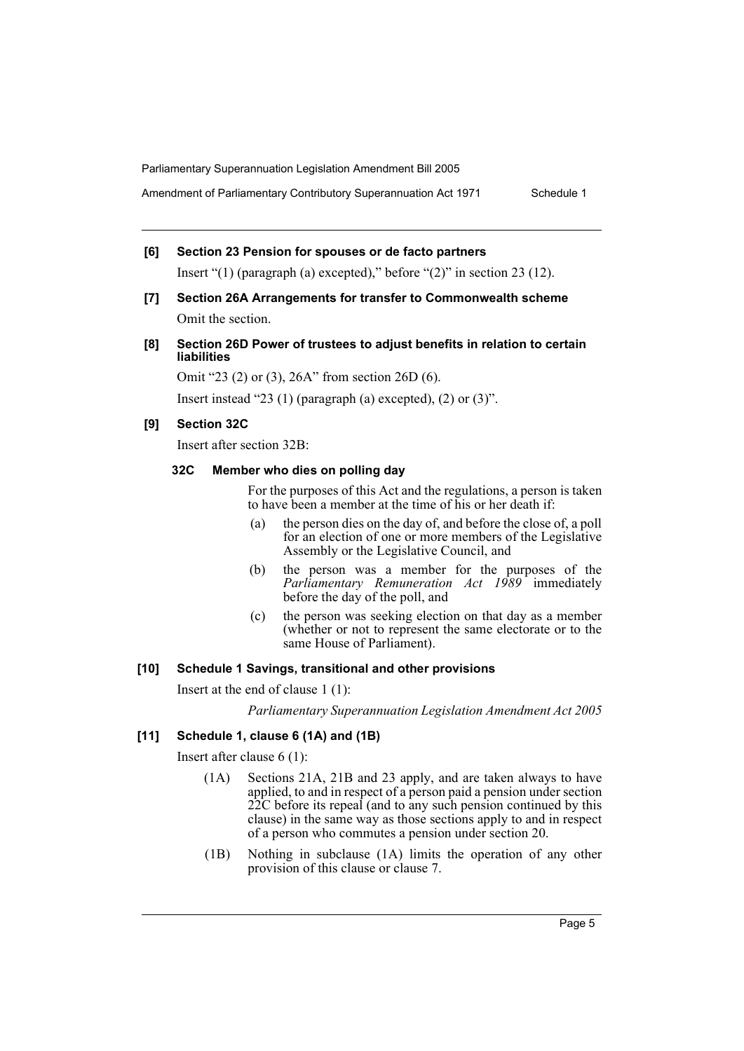**[6] Section 23 Pension for spouses or de facto partners**

Insert "(1) (paragraph (a) excepted)," before "(2)" in section 23 (12).

**[7] Section 26A Arrangements for transfer to Commonwealth scheme**

Omit the section.

**[8] Section 26D Power of trustees to adjust benefits in relation to certain liabilities**

Omit "23 (2) or (3), 26A" from section 26D (6).

Insert instead "23 (1) (paragraph (a) excepted), (2) or (3)".

**[9] Section 32C**

Insert after section 32B:

**32C Member who dies on polling day**

For the purposes of this Act and the regulations, a person is taken to have been a member at the time of his or her death if:

(a) the person dies on the day of, and before the close of, a poll for an election of one or more members of the Legislative Assembly or the Legislative Council, and

(b) the person was a member for the purposes of the *Parliamentary Remuneration Act 1989* immediately before the day of the poll, and

(c) the person was seeking election on that day as a member (whether or not to represent the same electorate or to the same House of Parliament).

**[10] Schedule 1 Savings, transitional and other provisions**

Insert at the end of clause 1 (1):

*Parliamentary Superannuation Legislation Amendment Act 2005*

**[11] Schedule 1, clause 6 (1A) and (1B)**

Insert after clause 6 (1):

(1A) Sections 21A, 21B and 23 apply, and are taken always to have applied, to and in respect of a person paid a pension under section 22C before its repeal (and to any such pension continued by this clause) in the same way as those sections apply to and in respect of a person who commutes a pension under section 20.

(1B) Nothing in subclause (1A) limits the operation of any other provision of this clause or clause 7.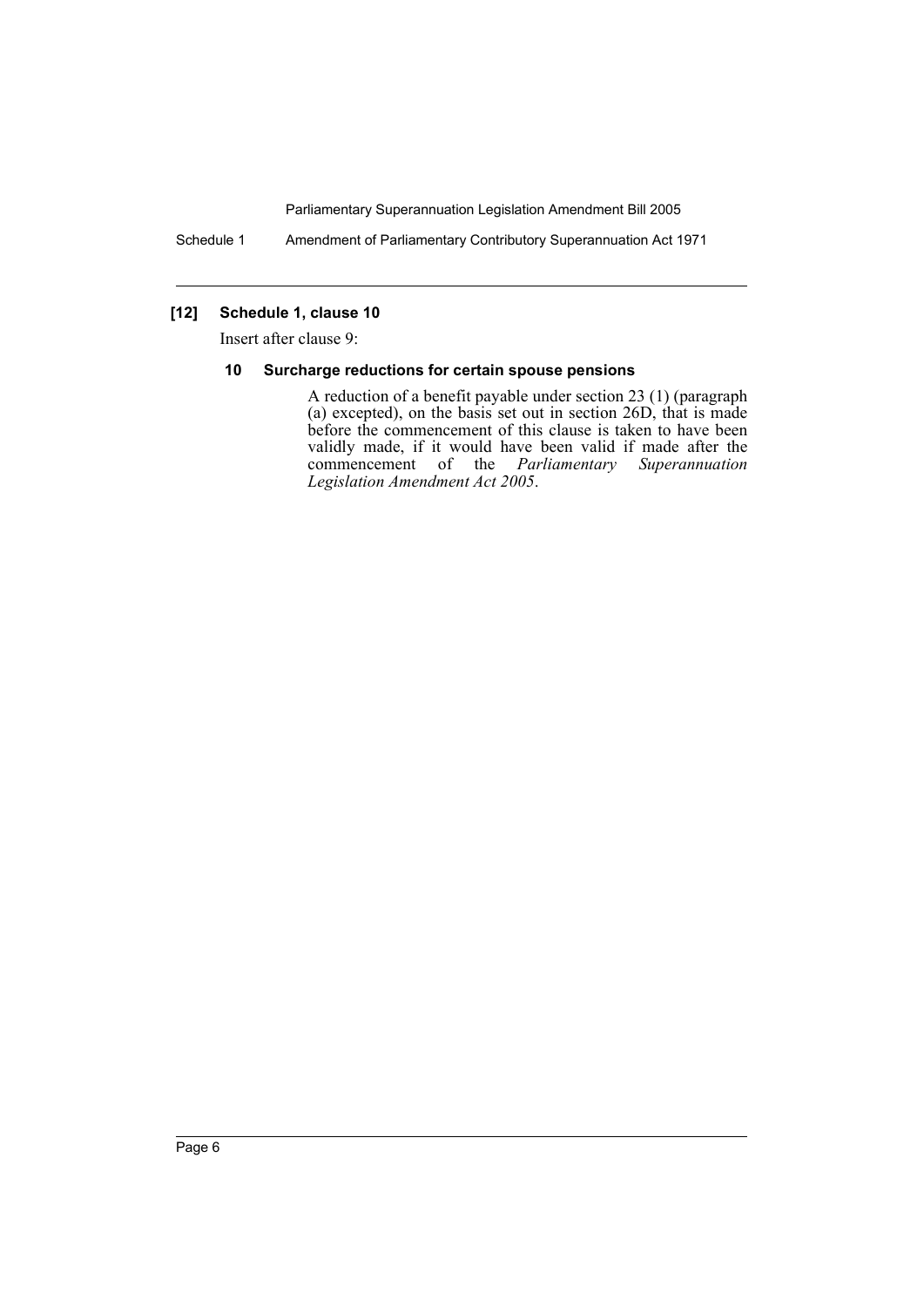### [12] Schedule 1, clause 10

Insert after clause 9:

#### 10 Surcharge reductions for certain spouse pensions

A reduction of a benefit payable under section 23 (1) (paragraph (a) excepted), on the basis set out in section 26D, that is made before the commencement of this clause is taken to have been validly made, if it would have been valid if made after the commencement of the *Parliamentary Superannuation Legislation Amendment Act 2005*.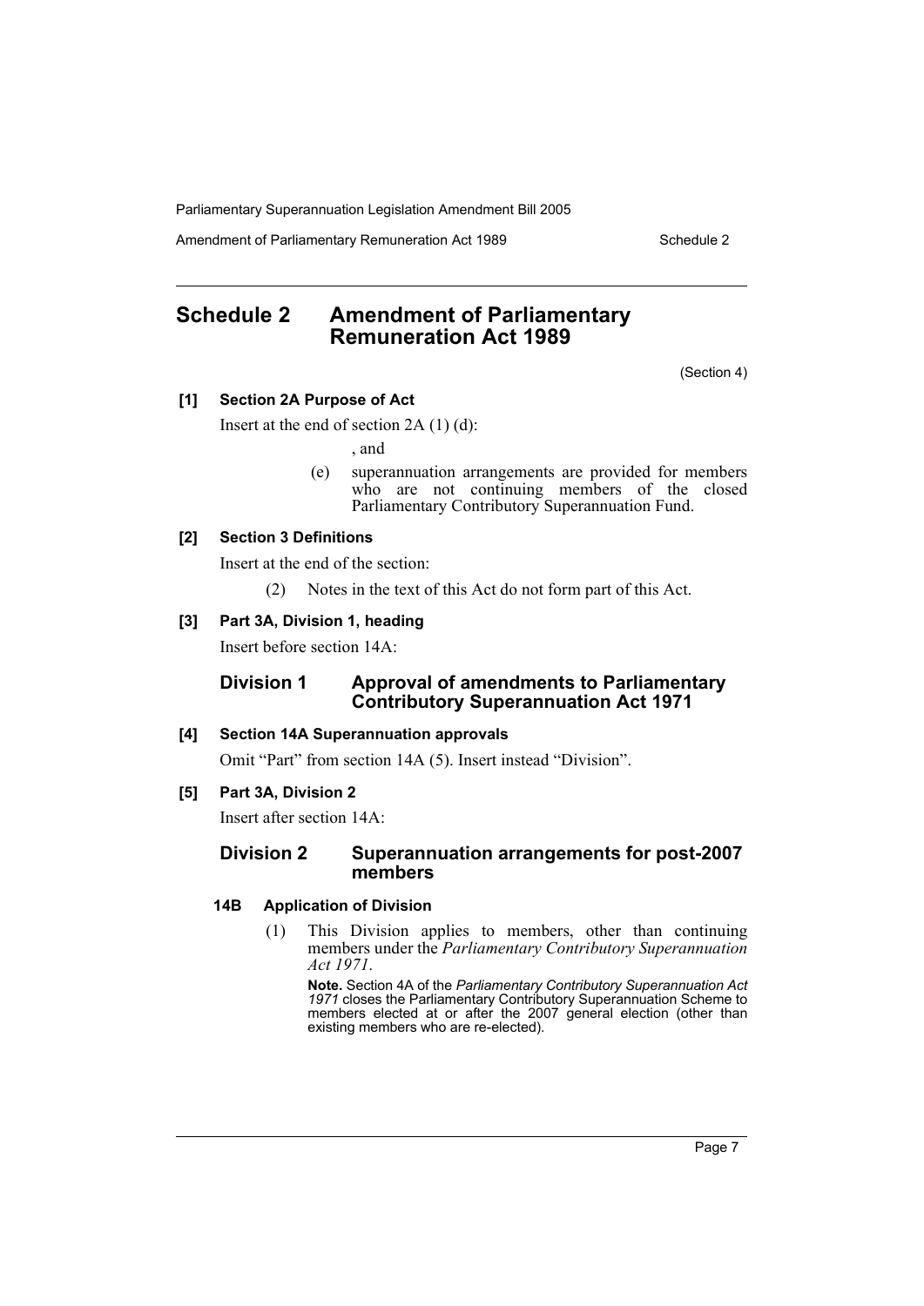# Schedule 2 Amendment of Parliamentary Remuneration Act 1989

(Section 4)

**[1] Section 2A Purpose of Act**

Insert at the end of section 2A (1) (d):

, and

(e) superannuation arrangements are provided for members who are not continuing members of the closed Parliamentary Contributory Superannuation Fund.

**[2] Section 3 Definitions**

Insert at the end of the section:

(2) Notes in the text of this Act do not form part of this Act.

**[3] Part 3A, Division 1, heading**

Insert before section 14A:

## Division 1 Approval of amendments to Parliamentary Contributory Superannuation Act 1971

**[4] Section 14A Superannuation approvals**

Omit "Part" from section 14A (5). Insert instead "Division".

**[5] Part 3A, Division 2**

Insert after section 14A:

## Division 2 Superannuation arrangements for post-2007 members

### 14B Application of Division

(1) This Division applies to members, other than continuing members under the *Parliamentary Contributory Superannuation Act 1971*.

**Note.** Section 4A of the *Parliamentary Contributory Superannuation Act 1971* closes the Parliamentary Contributory Superannuation Scheme to members elected at or after the 2007 general election (other than existing members who are re-elected).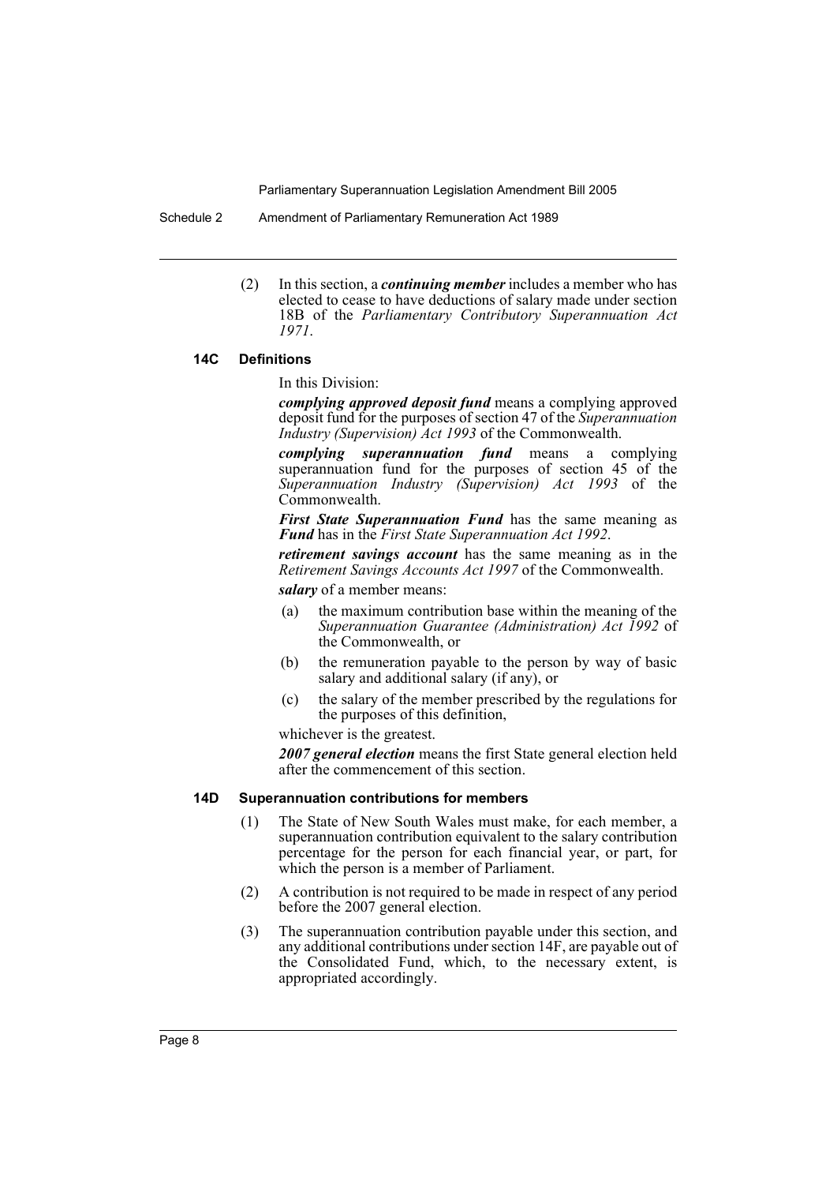(2) In this section, a ***continuing member*** includes a member who has elected to cease to have deductions of salary made under section 18B of the *Parliamentary Contributory Superannuation Act 1971*.

#### 14C Definitions

In this Division:

***complying approved deposit fund*** means a complying approved deposit fund for the purposes of section 47 of the *Superannuation Industry (Supervision) Act 1993* of the Commonwealth.

***complying superannuation fund*** means a complying superannuation fund for the purposes of section 45 of the *Superannuation Industry (Supervision) Act 1993* of the Commonwealth.

***First State Superannuation Fund*** has the same meaning as ***Fund*** has in the *First State Superannuation Act 1992*.

***retirement savings account*** has the same meaning as in the *Retirement Savings Accounts Act 1997* of the Commonwealth.

***salary*** of a member means:

- (a) the maximum contribution base within the meaning of the *Superannuation Guarantee (Administration) Act 1992* of the Commonwealth, or
- (b) the remuneration payable to the person by way of basic salary and additional salary (if any), or
- (c) the salary of the member prescribed by the regulations for the purposes of this definition,

whichever is the greatest.

***2007 general election*** means the first State general election held after the commencement of this section.

#### 14D Superannuation contributions for members

(1) The State of New South Wales must make, for each member, a superannuation contribution equivalent to the salary contribution percentage for the person for each financial year, or part, for which the person is a member of Parliament.

(2) A contribution is not required to be made in respect of any period before the 2007 general election.

(3) The superannuation contribution payable under this section, and any additional contributions under section 14F, are payable out of the Consolidated Fund, which, to the necessary extent, is appropriated accordingly.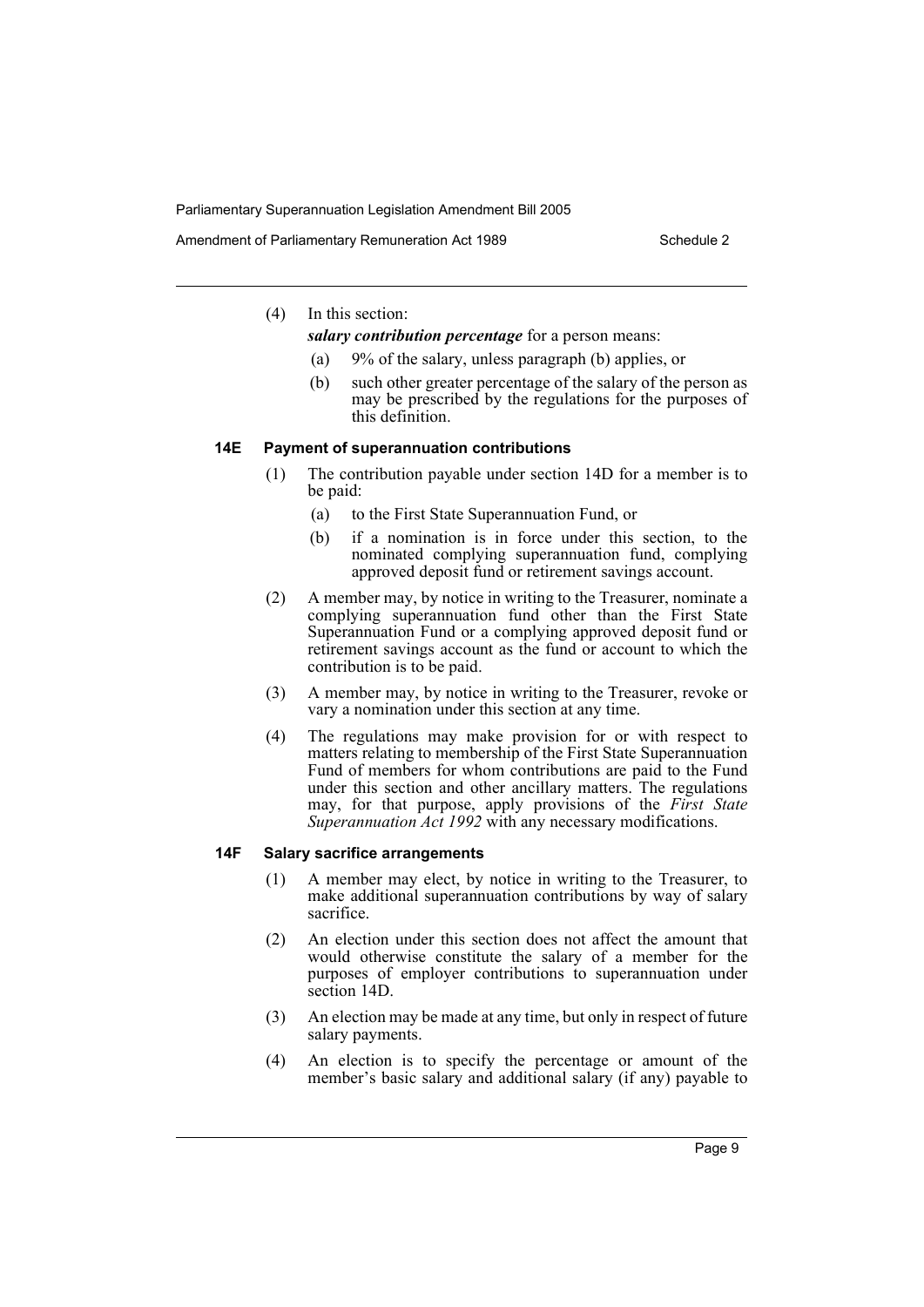(4) In this section:

***salary contribution percentage*** for a person means:

(a) 9% of the salary, unless paragraph (b) applies, or

(b) such other greater percentage of the salary of the person as may be prescribed by the regulations for the purposes of this definition.

### 14E Payment of superannuation contributions

(1) The contribution payable under section 14D for a member is to be paid:

(a) to the First State Superannuation Fund, or

(b) if a nomination is in force under this section, to the nominated complying superannuation fund, complying approved deposit fund or retirement savings account.

(2) A member may, by notice in writing to the Treasurer, nominate a complying superannuation fund other than the First State Superannuation Fund or a complying approved deposit fund or retirement savings account as the fund or account to which the contribution is to be paid.

(3) A member may, by notice in writing to the Treasurer, revoke or vary a nomination under this section at any time.

(4) The regulations may make provision for or with respect to matters relating to membership of the First State Superannuation Fund of members for whom contributions are paid to the Fund under this section and other ancillary matters. The regulations may, for that purpose, apply provisions of the *First State Superannuation Act 1992* with any necessary modifications.

### 14F Salary sacrifice arrangements

(1) A member may elect, by notice in writing to the Treasurer, to make additional superannuation contributions by way of salary sacrifice.

(2) An election under this section does not affect the amount that would otherwise constitute the salary of a member for the purposes of employer contributions to superannuation under section 14D.

(3) An election may be made at any time, but only in respect of future salary payments.

(4) An election is to specify the percentage or amount of the member's basic salary and additional salary (if any) payable to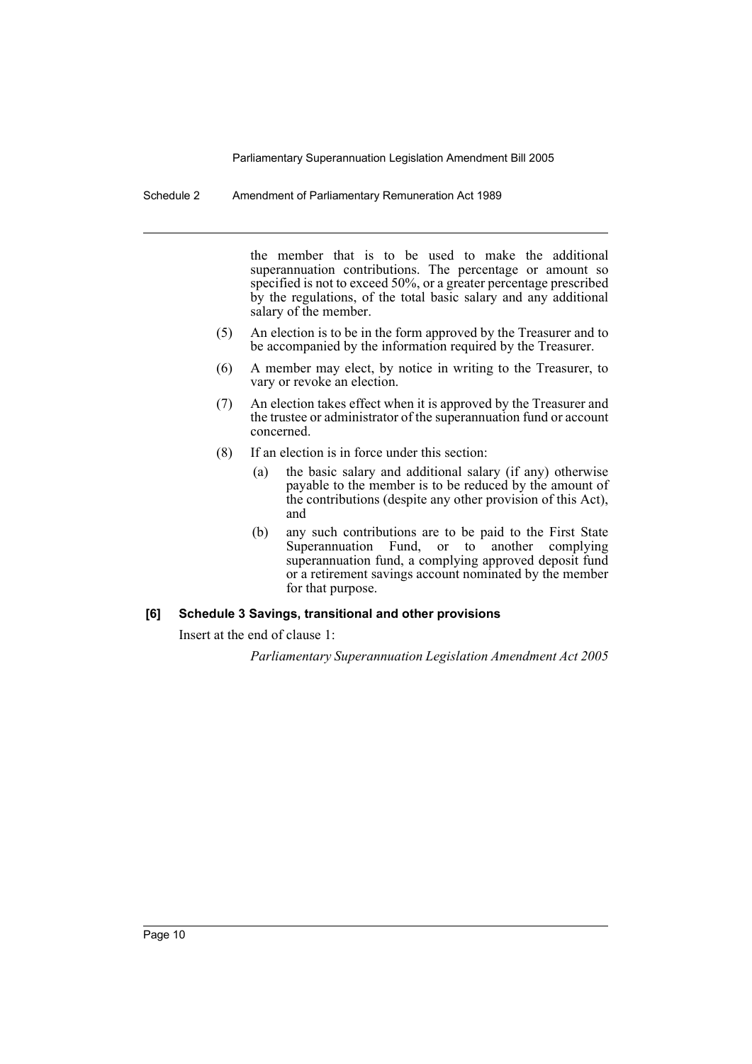the member that is to be used to make the additional superannuation contributions. The percentage or amount so specified is not to exceed 50%, or a greater percentage prescribed by the regulations, of the total basic salary and any additional salary of the member.

(5) An election is to be in the form approved by the Treasurer and to be accompanied by the information required by the Treasurer.

(6) A member may elect, by notice in writing to the Treasurer, to vary or revoke an election.

(7) An election takes effect when it is approved by the Treasurer and the trustee or administrator of the superannuation fund or account concerned.

(8) If an election is in force under this section:

- (a) the basic salary and additional salary (if any) otherwise payable to the member is to be reduced by the amount of the contributions (despite any other provision of this Act), and
- (b) any such contributions are to be paid to the First State Superannuation Fund, or to another complying superannuation fund, a complying approved deposit fund or a retirement savings account nominated by the member for that purpose.

**[6] Schedule 3 Savings, transitional and other provisions**

Insert at the end of clause 1:

*Parliamentary Superannuation Legislation Amendment Act 2005*